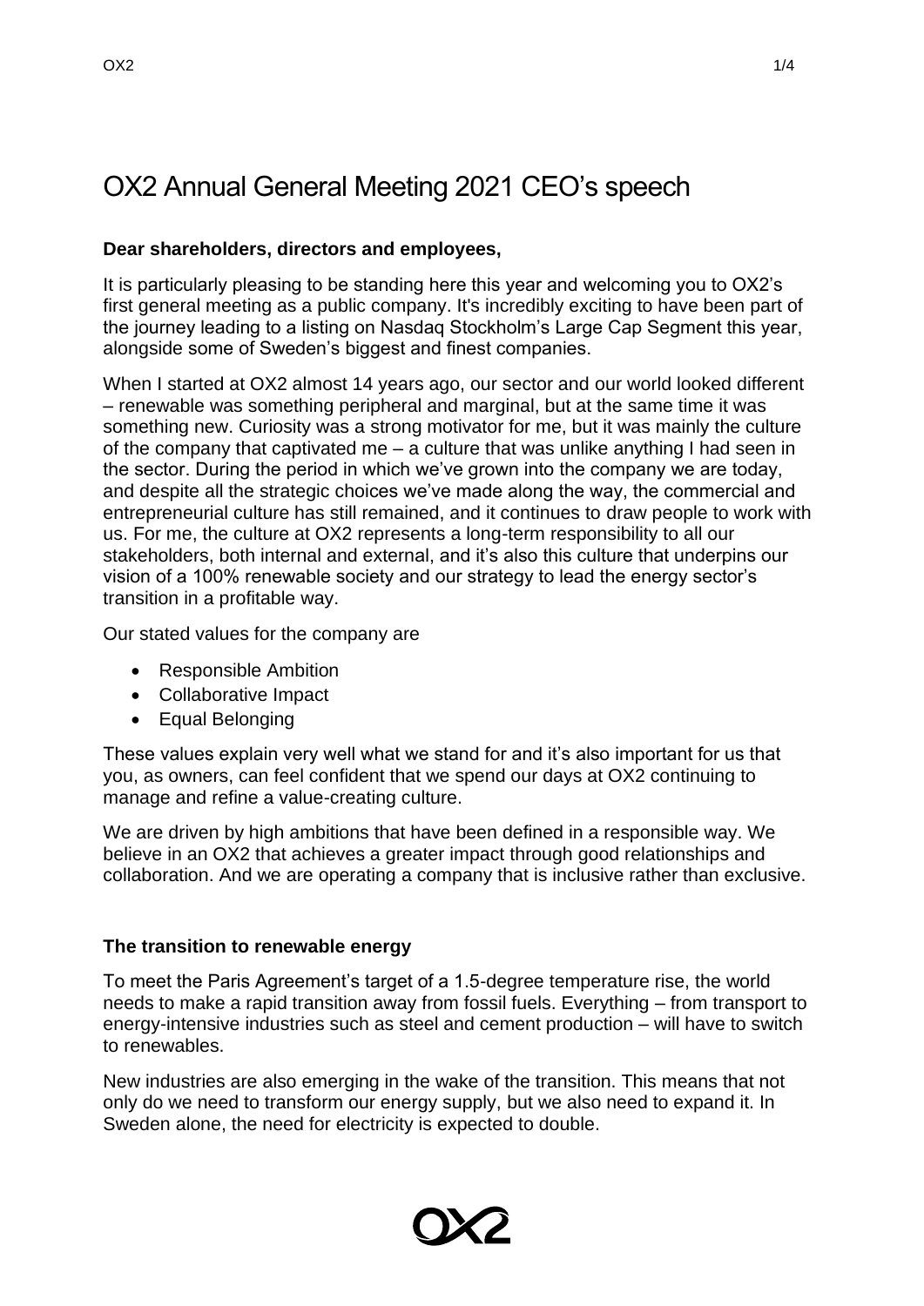# OX2 Annual General Meeting 2021 CEO's speech

**Dear shareholders, directors and employees,**

It is particularly pleasing to be standing here this year and welcoming you to OX2's first general meeting as a public company. It's incredibly exciting to have been part of the journey leading to a listing on Nasdaq Stockholm's Large Cap Segment this year, alongside some of Sweden's biggest and finest companies.

When I started at OX2 almost 14 years ago, our sector and our world looked different – renewable was something peripheral and marginal, but at the same time it was something new. Curiosity was a strong motivator for me, but it was mainly the culture of the company that captivated me – a culture that was unlike anything I had seen in the sector. During the period in which we've grown into the company we are today, and despite all the strategic choices we've made along the way, the commercial and entrepreneurial culture has still remained, and it continues to draw people to work with us. For me, the culture at OX2 represents a long-term responsibility to all our stakeholders, both internal and external, and it's also this culture that underpins our vision of a 100% renewable society and our strategy to lead the energy sector's transition in a profitable way.

Our stated values for the company are

- Responsible Ambition
- Collaborative Impact
- Equal Belonging

These values explain very well what we stand for and it's also important for us that you, as owners, can feel confident that we spend our days at OX2 continuing to manage and refine a value-creating culture.

We are driven by high ambitions that have been defined in a responsible way. We believe in an OX2 that achieves a greater impact through good relationships and collaboration. And we are operating a company that is inclusive rather than exclusive.

## The transition to renewable energy

To meet the Paris Agreement's target of a 1.5-degree temperature rise, the world needs to make a rapid transition away from fossil fuels. Everything – from transport to energy-intensive industries such as steel and cement production – will have to switch to renewables.

New industries are also emerging in the wake of the transition. This means that not only do we need to transform our energy supply, but we also need to expand it. In Sweden alone, the need for electricity is expected to double.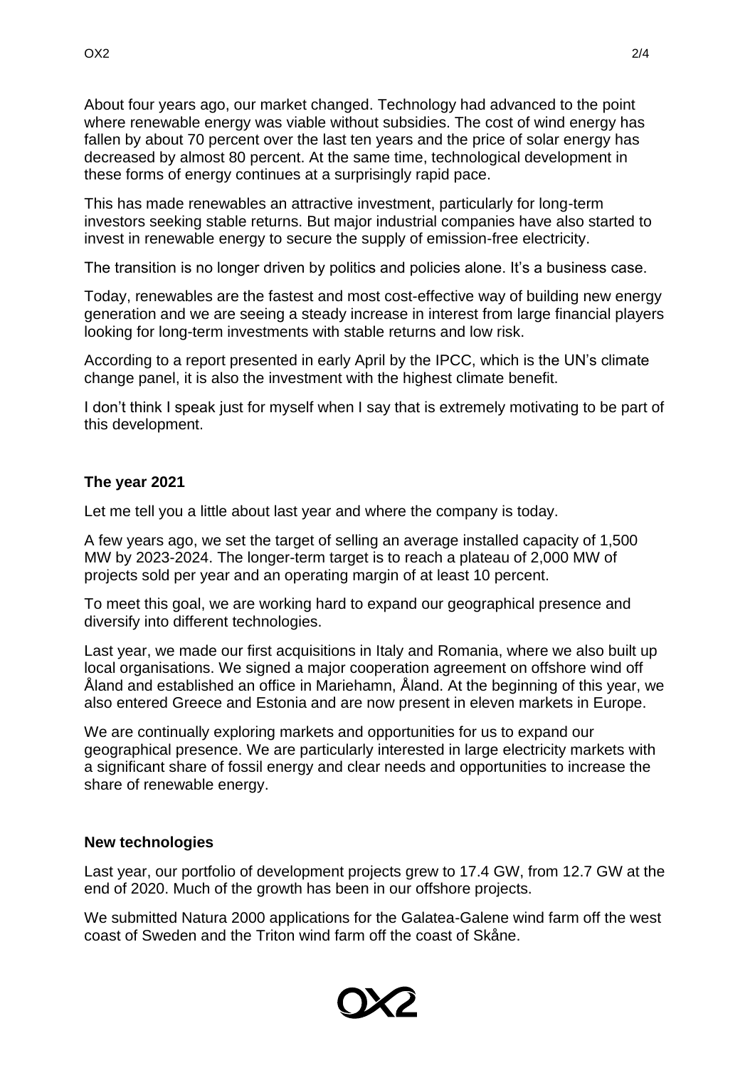About four years ago, our market changed. Technology had advanced to the point where renewable energy was viable without subsidies. The cost of wind energy has fallen by about 70 percent over the last ten years and the price of solar energy has decreased by almost 80 percent. At the same time, technological development in these forms of energy continues at a surprisingly rapid pace.

This has made renewables an attractive investment, particularly for long-term investors seeking stable returns. But major industrial companies have also started to invest in renewable energy to secure the supply of emission-free electricity.

The transition is no longer driven by politics and policies alone. It's a business case.

Today, renewables are the fastest and most cost-effective way of building new energy generation and we are seeing a steady increase in interest from large financial players looking for long-term investments with stable returns and low risk.

According to a report presented in early April by the IPCC, which is the UN's climate change panel, it is also the investment with the highest climate benefit.

I don't think I speak just for myself when I say that is extremely motivating to be part of this development.

**The year 2021**

Let me tell you a little about last year and where the company is today.

A few years ago, we set the target of selling an average installed capacity of 1,500 MW by 2023-2024. The longer-term target is to reach a plateau of 2,000 MW of projects sold per year and an operating margin of at least 10 percent.

To meet this goal, we are working hard to expand our geographical presence and diversify into different technologies.

Last year, we made our first acquisitions in Italy and Romania, where we also built up local organisations. We signed a major cooperation agreement on offshore wind off Åland and established an office in Mariehamn, Åland. At the beginning of this year, we also entered Greece and Estonia and are now present in eleven markets in Europe.

We are continually exploring markets and opportunities for us to expand our geographical presence. We are particularly interested in large electricity markets with a significant share of fossil energy and clear needs and opportunities to increase the share of renewable energy.

**New technologies**

Last year, our portfolio of development projects grew to 17.4 GW, from 12.7 GW at the end of 2020. Much of the growth has been in our offshore projects.

We submitted Natura 2000 applications for the Galatea-Galene wind farm off the west coast of Sweden and the Triton wind farm off the coast of Skåne.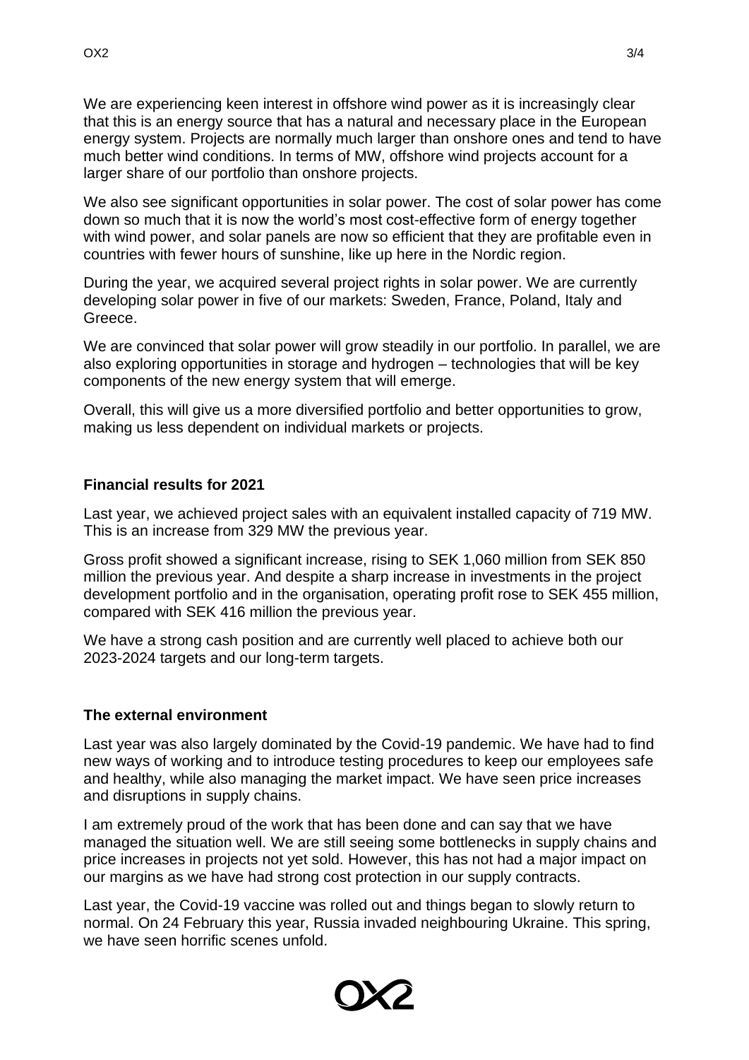We are experiencing keen interest in offshore wind power as it is increasingly clear that this is an energy source that has a natural and necessary place in the European energy system. Projects are normally much larger than onshore ones and tend to have much better wind conditions. In terms of MW, offshore wind projects account for a larger share of our portfolio than onshore projects.

We also see significant opportunities in solar power. The cost of solar power has come down so much that it is now the world's most cost-effective form of energy together with wind power, and solar panels are now so efficient that they are profitable even in countries with fewer hours of sunshine, like up here in the Nordic region.

During the year, we acquired several project rights in solar power. We are currently developing solar power in five of our markets: Sweden, France, Poland, Italy and Greece.

We are convinced that solar power will grow steadily in our portfolio. In parallel, we are also exploring opportunities in storage and hydrogen – technologies that will be key components of the new energy system that will emerge.

Overall, this will give us a more diversified portfolio and better opportunities to grow, making us less dependent on individual markets or projects.

**Financial results for 2021**

Last year, we achieved project sales with an equivalent installed capacity of 719 MW. This is an increase from 329 MW the previous year.

Gross profit showed a significant increase, rising to SEK 1,060 million from SEK 850 million the previous year. And despite a sharp increase in investments in the project development portfolio and in the organisation, operating profit rose to SEK 455 million, compared with SEK 416 million the previous year.

We have a strong cash position and are currently well placed to achieve both our 2023-2024 targets and our long-term targets.

**The external environment**

Last year was also largely dominated by the Covid-19 pandemic. We have had to find new ways of working and to introduce testing procedures to keep our employees safe and healthy, while also managing the market impact. We have seen price increases and disruptions in supply chains.

I am extremely proud of the work that has been done and can say that we have managed the situation well. We are still seeing some bottlenecks in supply chains and price increases in projects not yet sold. However, this has not had a major impact on our margins as we have had strong cost protection in our supply contracts.

Last year, the Covid-19 vaccine was rolled out and things began to slowly return to normal. On 24 February this year, Russia invaded neighbouring Ukraine. This spring, we have seen horrific scenes unfold.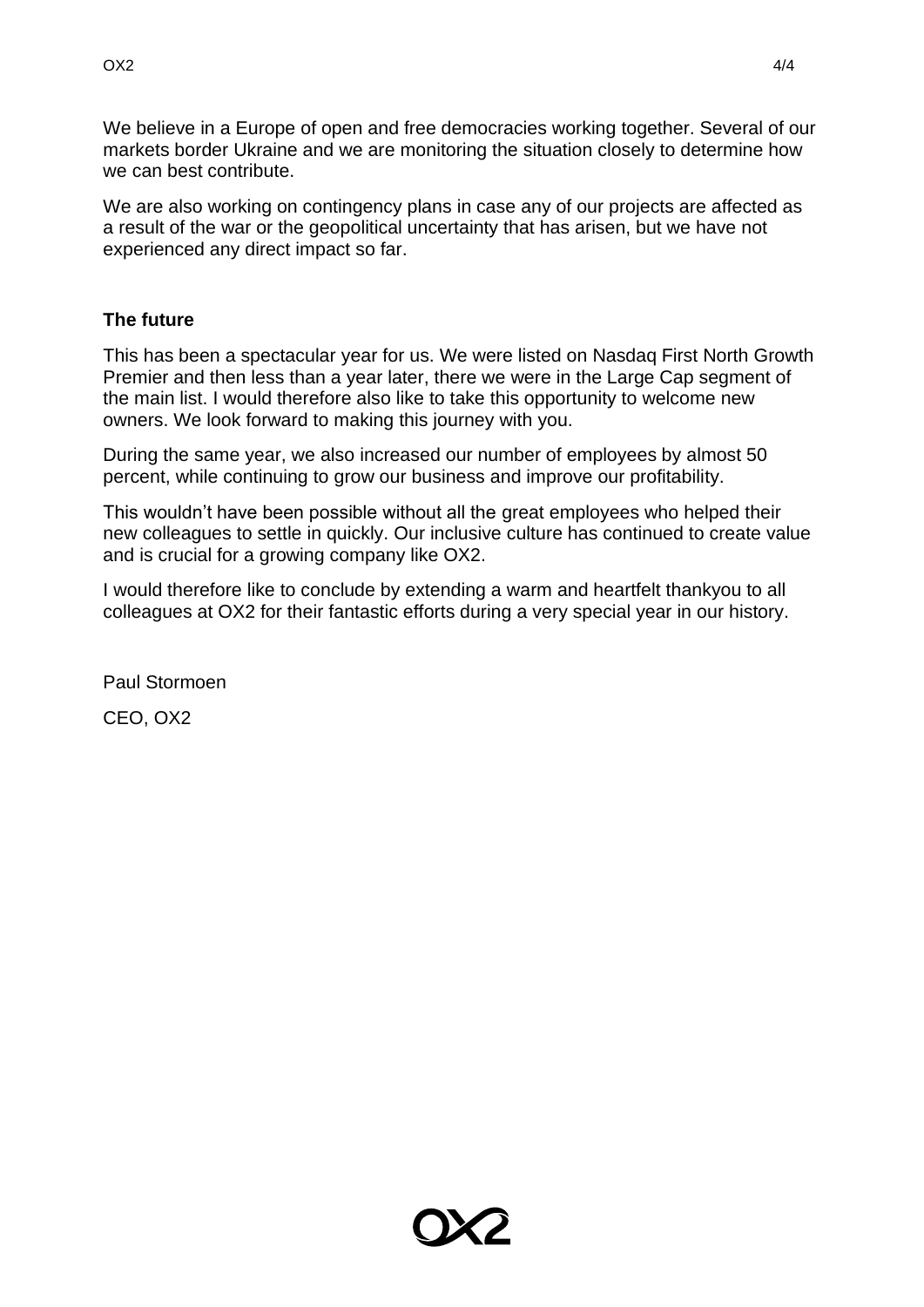We believe in a Europe of open and free democracies working together. Several of our markets border Ukraine and we are monitoring the situation closely to determine how we can best contribute.

We are also working on contingency plans in case any of our projects are affected as a result of the war or the geopolitical uncertainty that has arisen, but we have not experienced any direct impact so far.

**The future**

This has been a spectacular year for us. We were listed on Nasdaq First North Growth Premier and then less than a year later, there we were in the Large Cap segment of the main list. I would therefore also like to take this opportunity to welcome new owners. We look forward to making this journey with you.

During the same year, we also increased our number of employees by almost 50 percent, while continuing to grow our business and improve our profitability.

This wouldn't have been possible without all the great employees who helped their new colleagues to settle in quickly. Our inclusive culture has continued to create value and is crucial for a growing company like OX2.

I would therefore like to conclude by extending a warm and heartfelt thankyou to all colleagues at OX2 for their fantastic efforts during a very special year in our history.

Paul Stormoen

CEO, OX2